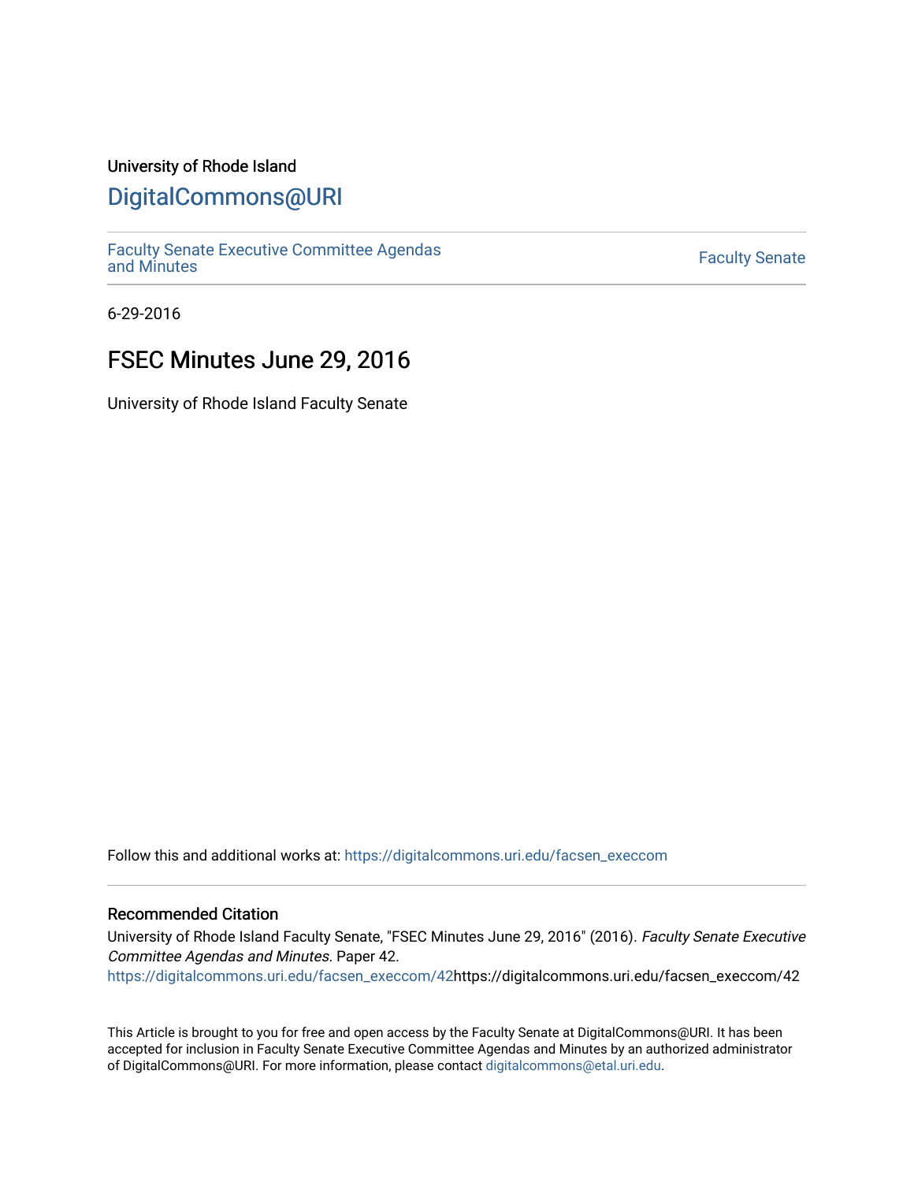University of Rhode Island

# DigitalCommons@URI

Faculty Senate Executive Committee Agendas and Minutes

Faculty Senate

6-29-2016

## FSEC Minutes June 29, 2016

University of Rhode Island Faculty Senate

Follow this and additional works at: https://digitalcommons.uri.edu/facsen_execcom

### Recommended Citation

University of Rhode Island Faculty Senate, "FSEC Minutes June 29, 2016" (2016). *Faculty Senate Executive Committee Agendas and Minutes*. Paper 42.
https://digitalcommons.uri.edu/facsen_execcom/42https://digitalcommons.uri.edu/facsen_execcom/42

This Article is brought to you for free and open access by the Faculty Senate at DigitalCommons@URI. It has been accepted for inclusion in Faculty Senate Executive Committee Agendas and Minutes by an authorized administrator of DigitalCommons@URI. For more information, please contact digitalcommons@etal.uri.edu.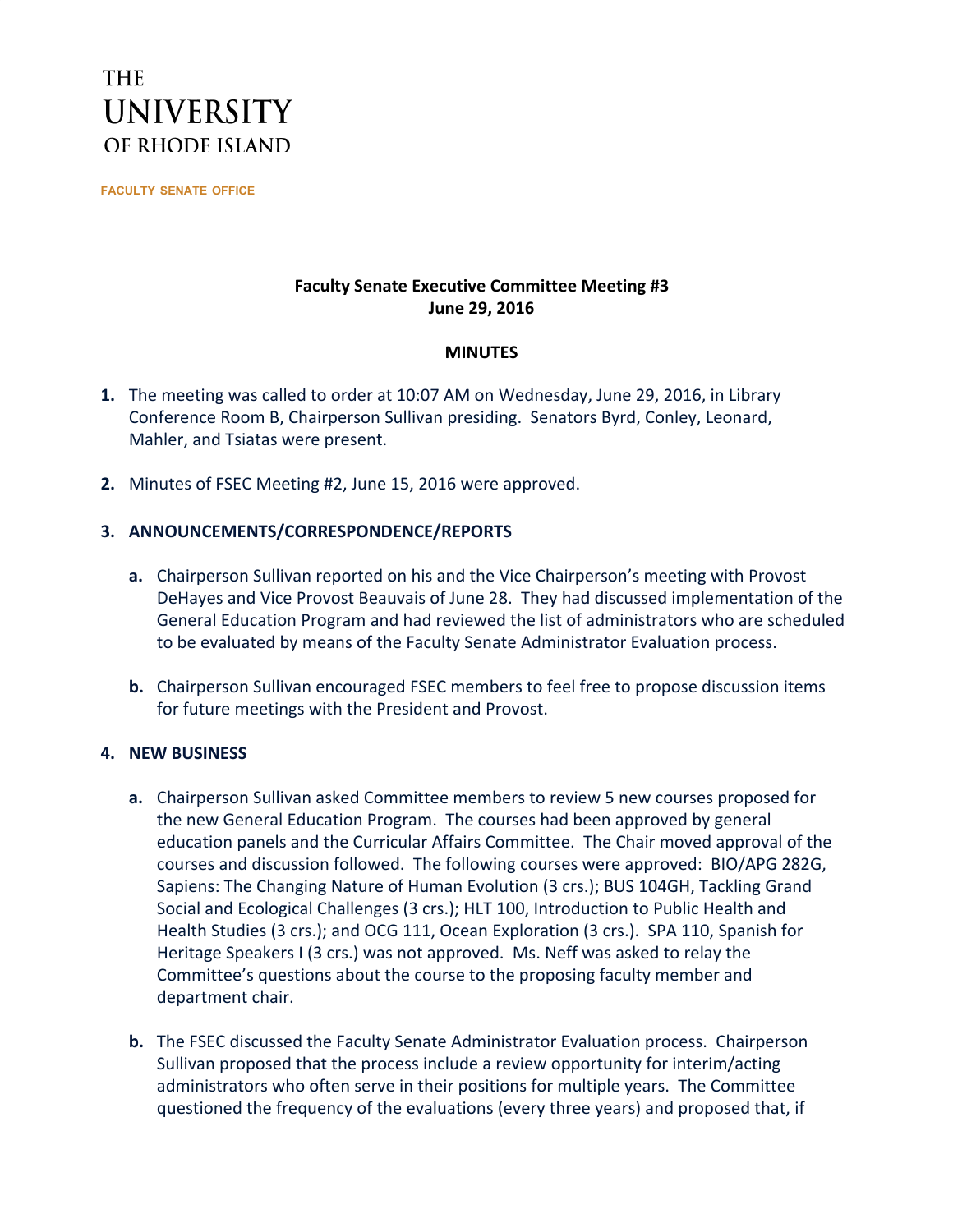# THE UNIVERSITY OF RHODE ISLAND

FACULTY SENATE OFFICE

**Faculty Senate Executive Committee Meeting #3**
**June 29, 2016**

**MINUTES**

1. The meeting was called to order at 10:07 AM on Wednesday, June 29, 2016, in Library Conference Room B, Chairperson Sullivan presiding. Senators Byrd, Conley, Leonard, Mahler, and Tsiatas were present.

2. Minutes of FSEC Meeting #2, June 15, 2016 were approved.

3. **ANNOUNCEMENTS/CORRESPONDENCE/REPORTS**

   a. Chairperson Sullivan reported on his and the Vice Chairperson's meeting with Provost DeHayes and Vice Provost Beauvais of June 28. They had discussed implementation of the General Education Program and had reviewed the list of administrators who are scheduled to be evaluated by means of the Faculty Senate Administrator Evaluation process.

   b. Chairperson Sullivan encouraged FSEC members to feel free to propose discussion items for future meetings with the President and Provost.

4. **NEW BUSINESS**

   a. Chairperson Sullivan asked Committee members to review 5 new courses proposed for the new General Education Program. The courses had been approved by general education panels and the Curricular Affairs Committee. The Chair moved approval of the courses and discussion followed. The following courses were approved: BIO/APG 282G, Sapiens: The Changing Nature of Human Evolution (3 crs.); BUS 104GH, Tackling Grand Social and Ecological Challenges (3 crs.); HLT 100, Introduction to Public Health and Health Studies (3 crs.); and OCG 111, Ocean Exploration (3 crs.). SPA 110, Spanish for Heritage Speakers I (3 crs.) was not approved. Ms. Neff was asked to relay the Committee's questions about the course to the proposing faculty member and department chair.

   b. The FSEC discussed the Faculty Senate Administrator Evaluation process. Chairperson Sullivan proposed that the process include a review opportunity for interim/acting administrators who often serve in their positions for multiple years. The Committee questioned the frequency of the evaluations (every three years) and proposed that, if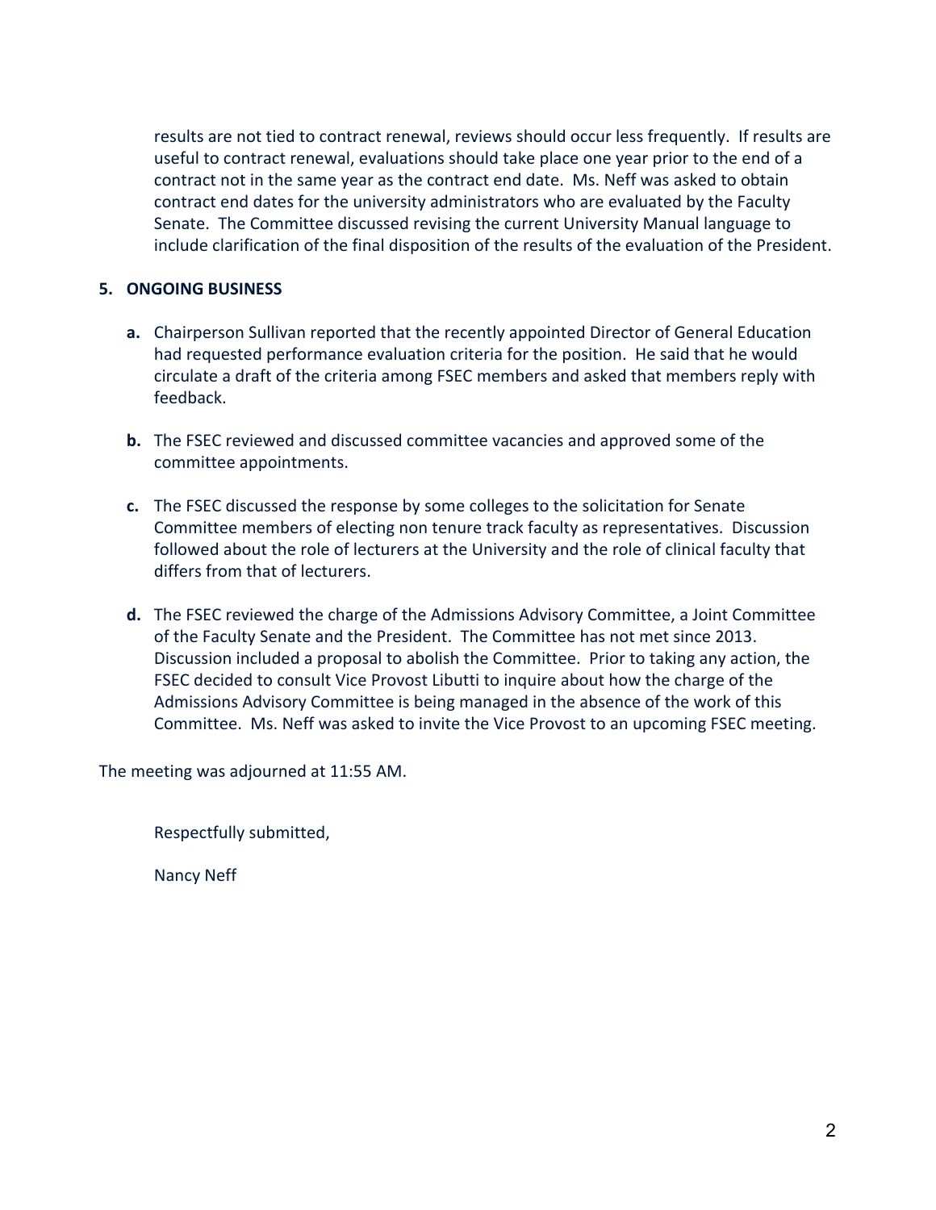results are not tied to contract renewal, reviews should occur less frequently. If results are useful to contract renewal, evaluations should take place one year prior to the end of a contract not in the same year as the contract end date. Ms. Neff was asked to obtain contract end dates for the university administrators who are evaluated by the Faculty Senate. The Committee discussed revising the current University Manual language to include clarification of the final disposition of the results of the evaluation of the President.

**5. ONGOING BUSINESS**

**a.** Chairperson Sullivan reported that the recently appointed Director of General Education had requested performance evaluation criteria for the position. He said that he would circulate a draft of the criteria among FSEC members and asked that members reply with feedback.

**b.** The FSEC reviewed and discussed committee vacancies and approved some of the committee appointments.

**c.** The FSEC discussed the response by some colleges to the solicitation for Senate Committee members of electing non tenure track faculty as representatives. Discussion followed about the role of lecturers at the University and the role of clinical faculty that differs from that of lecturers.

**d.** The FSEC reviewed the charge of the Admissions Advisory Committee, a Joint Committee of the Faculty Senate and the President. The Committee has not met since 2013. Discussion included a proposal to abolish the Committee. Prior to taking any action, the FSEC decided to consult Vice Provost Libutti to inquire about how the charge of the Admissions Advisory Committee is being managed in the absence of the work of this Committee. Ms. Neff was asked to invite the Vice Provost to an upcoming FSEC meeting.

The meeting was adjourned at 11:55 AM.

Respectfully submitted,

Nancy Neff